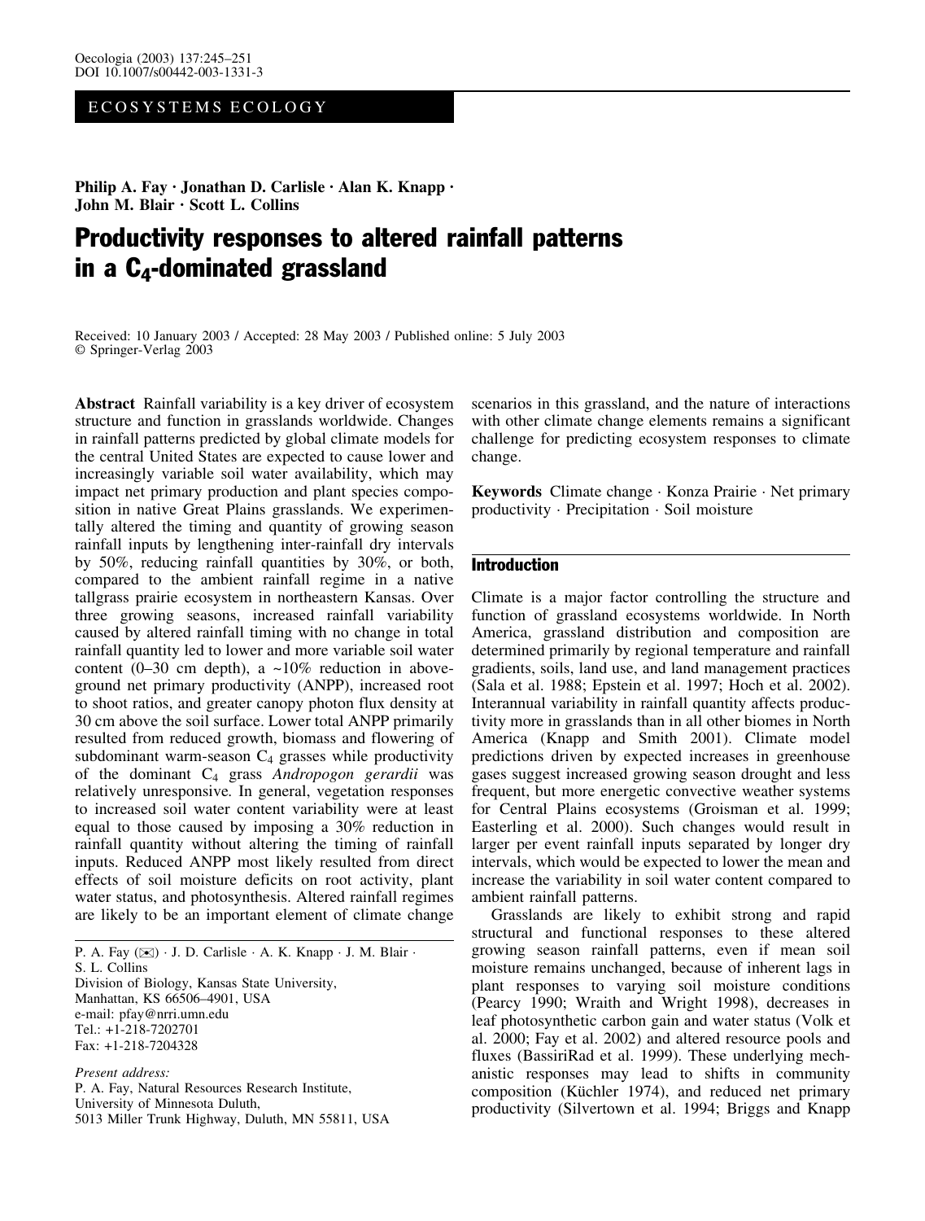ECOSYSTEMS ECOLOGY

**Philip A. Fay · Jonathan D. Carlisle · Alan K. Knapp · John M. Blair · Scott L. Collins**

# Productivity responses to altered rainfall patterns in a $C_4$-dominated grassland

Received: 10 January 2003 / Accepted: 28 May 2003 / Published online: 5 July 2003
© Springer-Verlag 2003

**Abstract** Rainfall variability is a key driver of ecosystem structure and function in grasslands worldwide. Changes in rainfall patterns predicted by global climate models for the central United States are expected to cause lower and increasingly variable soil water availability, which may impact net primary production and plant species composition in native Great Plains grasslands. We experimentally altered the timing and quantity of growing season rainfall inputs by lengthening inter-rainfall dry intervals by 50%, reducing rainfall quantities by 30%, or both, compared to the ambient rainfall regime in a native tallgrass prairie ecosystem in northeastern Kansas. Over three growing seasons, increased rainfall variability caused by altered rainfall timing with no change in total rainfall quantity led to lower and more variable soil water content (0–30 cm depth), a ~10% reduction in aboveground net primary productivity (ANPP), increased root to shoot ratios, and greater canopy photon flux density at 30 cm above the soil surface. Lower total ANPP primarily resulted from reduced growth, biomass and flowering of subdominant warm-season $C_4$ grasses while productivity of the dominant $C_4$ grass *Andropogon gerardii* was relatively unresponsive. In general, vegetation responses to increased soil water content variability were at least equal to those caused by imposing a 30% reduction in rainfall quantity without altering the timing of rainfall inputs. Reduced ANPP most likely resulted from direct effects of soil moisture deficits on root activity, plant water status, and photosynthesis. Altered rainfall regimes are likely to be an important element of climate change scenarios in this grassland, and the nature of interactions with other climate change elements remains a significant challenge for predicting ecosystem responses to climate change.

**Keywords** Climate change · Konza Prairie · Net primary productivity · Precipitation · Soil moisture

P. A. Fay (✉) · J. D. Carlisle · A. K. Knapp · J. M. Blair · S. L. Collins
Division of Biology, Kansas State University, Manhattan, KS 66506–4901, USA
e-mail: pfay@nrri.umn.edu
Tel.: +1-218-7202701
Fax: +1-218-7204328

*Present address:*
P. A. Fay, Natural Resources Research Institute, University of Minnesota Duluth, 5013 Miller Trunk Highway, Duluth, MN 55811, USA

## Introduction

Climate is a major factor controlling the structure and function of grassland ecosystems worldwide. In North America, grassland distribution and composition are determined primarily by regional temperature and rainfall gradients, soils, land use, and land management practices (Sala et al. 1988; Epstein et al. 1997; Hoch et al. 2002). Interannual variability in rainfall quantity affects productivity more in grasslands than in all other biomes in North America (Knapp and Smith 2001). Climate model predictions driven by expected increases in greenhouse gases suggest increased growing season drought and less frequent, but more energetic convective weather systems for Central Plains ecosystems (Groisman et al. 1999; Easterling et al. 2000). Such changes would result in larger per event rainfall inputs separated by longer dry intervals, which would be expected to lower the mean and increase the variability in soil water content compared to ambient rainfall patterns.

Grasslands are likely to exhibit strong and rapid structural and functional responses to these altered growing season rainfall patterns, even if mean soil moisture remains unchanged, because of inherent lags in plant responses to varying soil moisture conditions (Pearcy 1990; Wraith and Wright 1998), decreases in leaf photosynthetic carbon gain and water status (Volk et al. 2000; Fay et al. 2002) and altered resource pools and fluxes (BassiriRad et al. 1999). These underlying mechanistic responses may lead to shifts in community composition (Küchler 1974), and reduced net primary productivity (Silvertown et al. 1994; Briggs and Knapp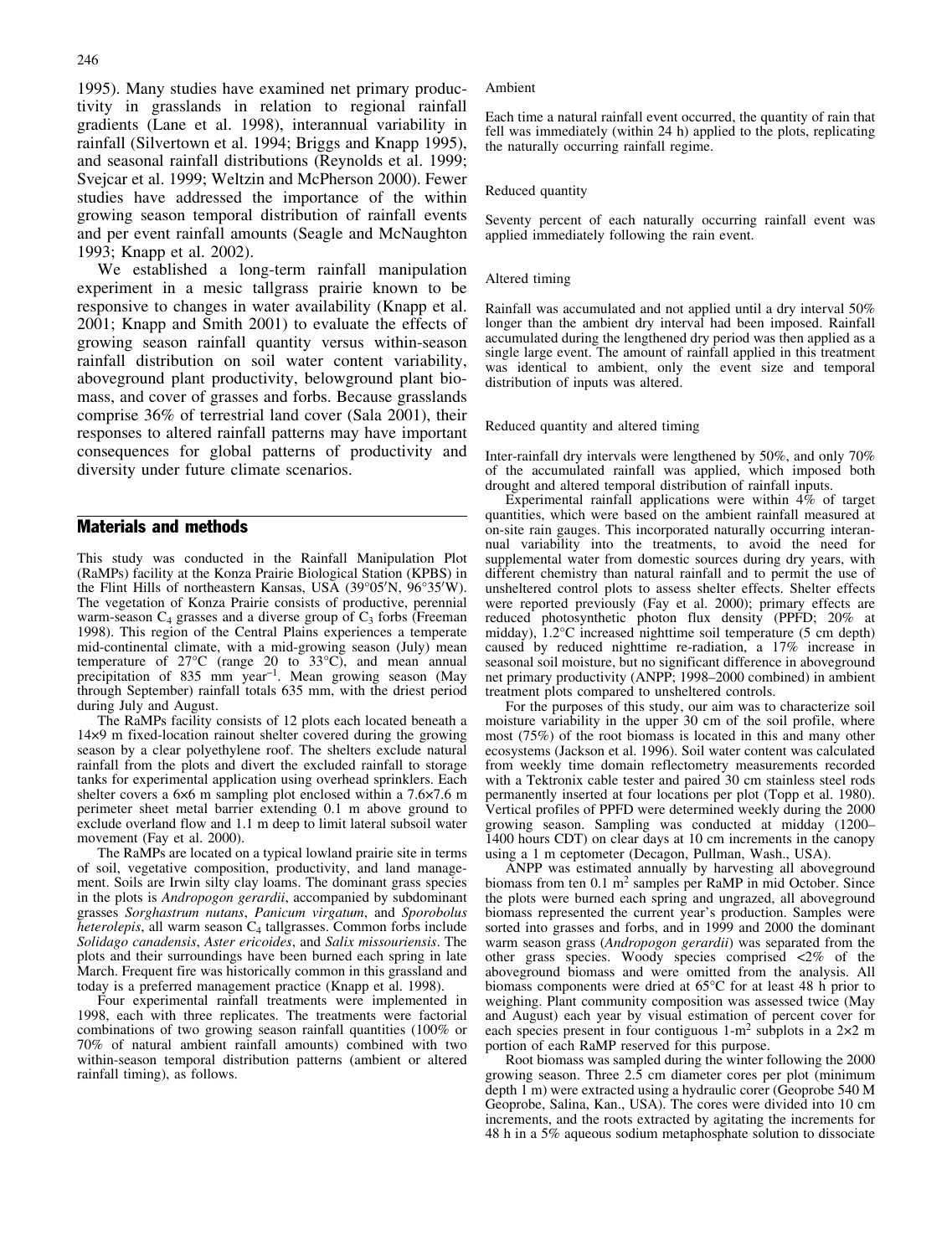1995). Many studies have examined net primary productivity in grasslands in relation to regional rainfall gradients (Lane et al. 1998), interannual variability in rainfall (Silvertown et al. 1994; Briggs and Knapp 1995), and seasonal rainfall distributions (Reynolds et al. 1999; Svejcar et al. 1999; Weltzin and McPherson 2000). Fewer studies have addressed the importance of the within growing season temporal distribution of rainfall events and per event rainfall amounts (Seagle and McNaughton 1993; Knapp et al. 2002).

We established a long-term rainfall manipulation experiment in a mesic tallgrass prairie known to be responsive to changes in water availability (Knapp et al. 2001; Knapp and Smith 2001) to evaluate the effects of growing season rainfall quantity versus within-season rainfall distribution on soil water content variability, aboveground plant productivity, belowground plant biomass, and cover of grasses and forbs. Because grasslands comprise 36% of terrestrial land cover (Sala 2001), their responses to altered rainfall patterns may have important consequences for global patterns of productivity and diversity under future climate scenarios.

## Materials and methods

This study was conducted in the Rainfall Manipulation Plot (RaMPs) facility at the Konza Prairie Biological Station (KPBS) in the Flint Hills of northeastern Kansas, USA (39°05′N, 96°35′W). The vegetation of Konza Prairie consists of productive, perennial warm-season $C_4$ grasses and a diverse group of $C_3$ forbs (Freeman 1998). This region of the Central Plains experiences a temperate mid-continental climate, with a mid-growing season (July) mean temperature of 27°C (range 20 to 33°C), and mean annual precipitation of 835 mm year$^{-1}$. Mean growing season (May through September) rainfall totals 635 mm, with the driest period during July and August.

The RaMPs facility consists of 12 plots each located beneath a 14×9 m fixed-location rainout shelter covered during the growing season by a clear polyethylene roof. The shelters exclude natural rainfall from the plots and divert the excluded rainfall to storage tanks for experimental application using overhead sprinklers. Each shelter covers a 6×6 m sampling plot enclosed within a 7.6×7.6 m perimeter sheet metal barrier extending 0.1 m above ground to exclude overland flow and 1.1 m deep to limit lateral subsoil water movement (Fay et al. 2000).

The RaMPs are located on a typical lowland prairie site in terms of soil, vegetative composition, productivity, and land management. Soils are Irwin silty clay loams. The dominant grass species in the plots is *Andropogon gerardii*, accompanied by subdominant grasses *Sorghastrum nutans*, *Panicum virgatum*, and *Sporobolus heterolepis*, all warm season $C_4$ tallgrasses. Common forbs include *Solidago canadensis*, *Aster ericoides*, and *Salix missouriensis*. The plots and their surroundings have been burned each spring in late March. Frequent fire was historically common in this grassland and today is a preferred management practice (Knapp et al. 1998).

Four experimental rainfall treatments were implemented in 1998, each with three replicates. The treatments were factorial combinations of two growing season rainfall quantities (100% or 70% of natural ambient rainfall amounts) combined with two within-season temporal distribution patterns (ambient or altered rainfall timing), as follows.

### Ambient

Each time a natural rainfall event occurred, the quantity of rain that fell was immediately (within 24 h) applied to the plots, replicating the naturally occurring rainfall regime.

### Reduced quantity

Seventy percent of each naturally occurring rainfall event was applied immediately following the rain event.

### Altered timing

Rainfall was accumulated and not applied until a dry interval 50% longer than the ambient dry interval had been imposed. Rainfall accumulated during the lengthened dry period was then applied as a single large event. The amount of rainfall applied in this treatment was identical to ambient, only the event size and temporal distribution of inputs was altered.

### Reduced quantity and altered timing

Inter-rainfall dry intervals were lengthened by 50%, and only 70% of the accumulated rainfall was applied, which imposed both drought and altered temporal distribution of rainfall inputs.

Experimental rainfall applications were within 4% of target quantities, which were based on the ambient rainfall measured at on-site rain gauges. This incorporated naturally occurring interannual variability into the treatments, to avoid the need for supplemental water from domestic sources during dry years, with different chemistry than natural rainfall and to permit the use of unsheltered control plots to assess shelter effects. Shelter effects were reported previously (Fay et al. 2000); primary effects are reduced photosynthetic photon flux density (PPFD; 20% at midday), 1.2°C increased nighttime soil temperature (5 cm depth) caused by reduced nighttime re-radiation, a 17% increase in seasonal soil moisture, but no significant difference in aboveground net primary productivity (ANPP; 1998–2000 combined) in ambient treatment plots compared to unsheltered controls.

For the purposes of this study, our aim was to characterize soil moisture variability in the upper 30 cm of the soil profile, where most (75%) of the root biomass is located in this and many other ecosystems (Jackson et al. 1996). Soil water content was calculated from weekly time domain reflectometry measurements recorded with a Tektronix cable tester and paired 30 cm stainless steel rods permanently inserted at four locations per plot (Topp et al. 1980). Vertical profiles of PPFD were determined weekly during the 2000 growing season. Sampling was conducted at midday (1200–1400 hours CDT) on clear days at 10 cm increments in the canopy using a 1 m ceptometer (Decagon, Pullman, Wash., USA).

ANPP was estimated annually by harvesting all aboveground biomass from ten 0.1 m$^2$ samples per RaMP in mid October. Since the plots were burned each spring and ungrazed, all aboveground biomass represented the current year's production. Samples were sorted into grasses and forbs, and in 1999 and 2000 the dominant warm season grass (*Andropogon gerardii*) was separated from the other grass species. Woody species comprised <2% of the aboveground biomass and were omitted from the analysis. All biomass components were dried at 65°C for at least 48 h prior to weighing. Plant community composition was assessed twice (May and August) each year by visual estimation of percent cover for each species present in four contiguous 1-m$^2$ subplots in a 2×2 m portion of each RaMP reserved for this purpose.

Root biomass was sampled during the winter following the 2000 growing season. Three 2.5 cm diameter cores per plot (minimum depth 1 m) were extracted using a hydraulic corer (Geoprobe 540 M Geoprobe, Salina, Kan., USA). The cores were divided into 10 cm increments, and the roots extracted by agitating the increments for 48 h in a 5% aqueous sodium metaphosphate solution to dissociate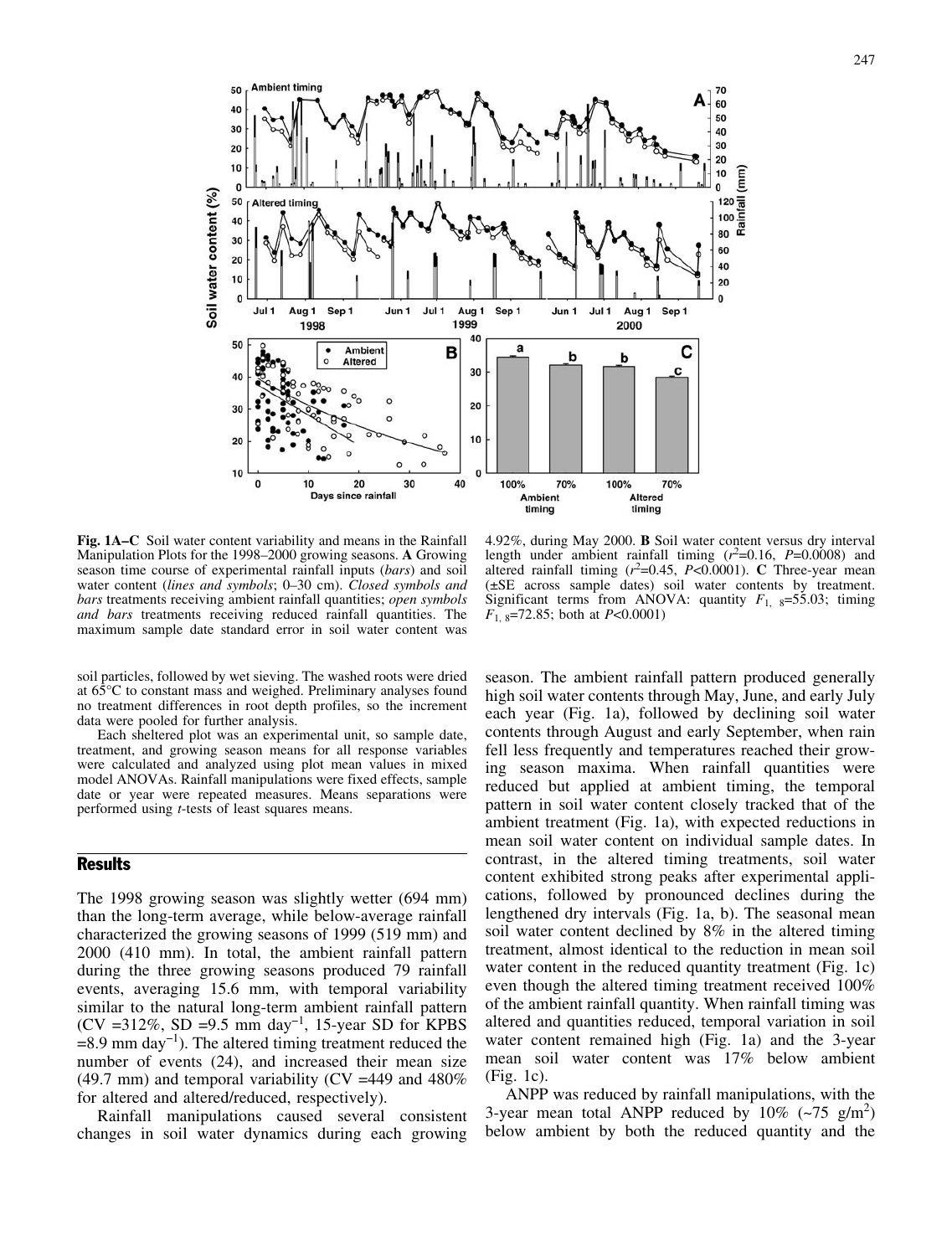**Fig. 1A–C** Soil water content variability and means in the Rainfall Manipulation Plots for the 1998–2000 growing seasons. **A** Growing season time course of experimental rainfall inputs (*bars*) and soil water content (*lines and symbols*; 0–30 cm). *Closed symbols and bars* treatments receiving ambient rainfall quantities; *open symbols and bars* treatments receiving reduced rainfall quantities. The maximum sample date standard error in soil water content was 4.92%, during May 2000. **B** Soil water content versus dry interval length under ambient rainfall timing ($r^2$=0.16, $P$=0.0008) and altered rainfall timing ($r^2$=0.45, $P$<0.0001). **C** Three-year mean (±SE across sample dates) soil water contents by treatment. Significant terms from ANOVA: quantity $F_{1,\ 8}$=55.03; timing $F_{1,\ 8}$=72.85; both at $P$<0.0001)

soil particles, followed by wet sieving. The washed roots were dried at 65°C to constant mass and weighed. Preliminary analyses found no treatment differences in root depth profiles, so the increment data were pooled for further analysis.

Each sheltered plot was an experimental unit, so sample date, treatment, and growing season means for all response variables were calculated and analyzed using plot mean values in mixed model ANOVAs. Rainfall manipulations were fixed effects, sample date or year were repeated measures. Means separations were performed using *t*-tests of least squares means.

## Results

The 1998 growing season was slightly wetter (694 mm) than the long-term average, while below-average rainfall characterized the growing seasons of 1999 (519 mm) and 2000 (410 mm). In total, the ambient rainfall pattern during the three growing seasons produced 79 rainfall events, averaging 15.6 mm, with temporal variability similar to the natural long-term ambient rainfall pattern (CV =312%, SD =9.5 mm day$^{-1}$, 15-year SD for KPBS =8.9 mm day$^{-1}$). The altered timing treatment reduced the number of events (24), and increased their mean size (49.7 mm) and temporal variability (CV =449 and 480% for altered and altered/reduced, respectively).

Rainfall manipulations caused several consistent changes in soil water dynamics during each growing season. The ambient rainfall pattern produced generally high soil water contents through May, June, and early July each year (Fig. 1a), followed by declining soil water contents through August and early September, when rain fell less frequently and temperatures reached their growing season maxima. When rainfall quantities were reduced but applied at ambient timing, the temporal pattern in soil water content closely tracked that of the ambient treatment (Fig. 1a), with expected reductions in mean soil water content on individual sample dates. In contrast, in the altered timing treatments, soil water content exhibited strong peaks after experimental applications, followed by pronounced declines during the lengthened dry intervals (Fig. 1a, b). The seasonal mean soil water content declined by 8% in the altered timing treatment, almost identical to the reduction in mean soil water content in the reduced quantity treatment (Fig. 1c) even though the altered timing treatment received 100% of the ambient rainfall quantity. When rainfall timing was altered and quantities reduced, temporal variation in soil water content remained high (Fig. 1a) and the 3-year mean soil water content was 17% below ambient (Fig. 1c).

ANPP was reduced by rainfall manipulations, with the 3-year mean total ANPP reduced by 10% (~75 g/m$^2$) below ambient by both the reduced quantity and the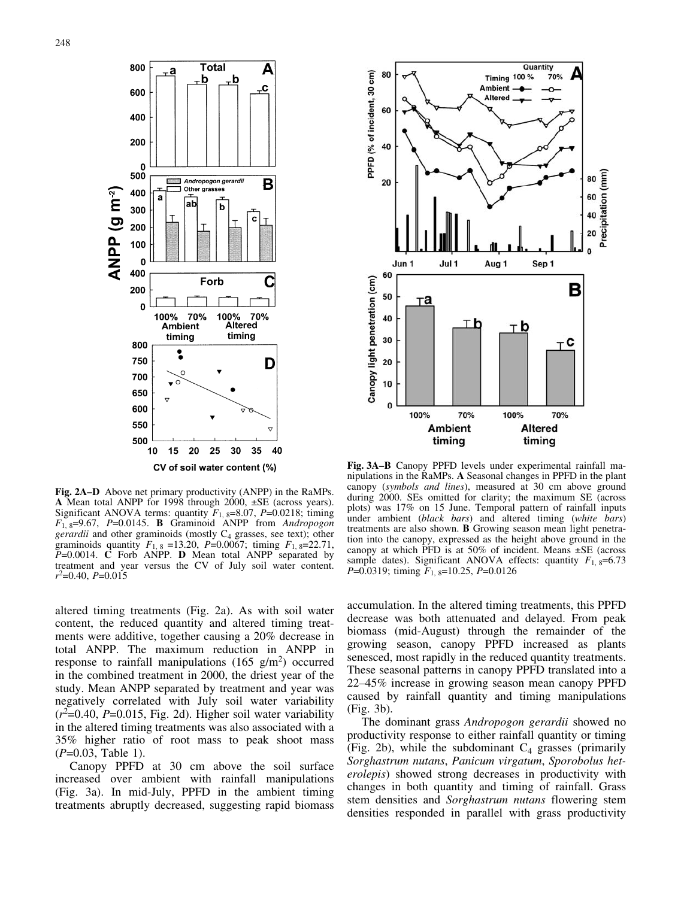**Fig. 2A–D** Above net primary productivity (ANPP) in the RaMPs. **A** Mean total ANPP for 1998 through 2000, ±SE (across years). Significant ANOVA terms: quantity $F_{1,8}$=8.07, $P$=0.0218; timing $F_{1,8}$=9.67, $P$=0.0145. **B** Graminoid ANPP from *Andropogon gerardii* and other graminoids (mostly $C_4$ grasses, see text); other graminoids quantity $F_{1,8}$ =13.20, $P$=0.0067; timing $F_{1,8}$=22.71, $P$=0.0014. **C** Forb ANPP. **D** Mean total ANPP separated by treatment and year versus the CV of July soil water content. $r^2$=0.40, $P$=0.015

**Fig. 3A–B** Canopy PPFD levels under experimental rainfall manipulations in the RaMPs. **A** Seasonal changes in PPFD in the plant canopy (*symbols and lines*), measured at 30 cm above ground during 2000. SEs omitted for clarity; the maximum SE (across plots) was 17% on 15 June. Temporal pattern of rainfall inputs under ambient (*black bars*) and altered timing (*white bars*) treatments are also shown. **B** Growing season mean light penetration into the canopy, expressed as the height above ground in the canopy at which PFD is at 50% of incident. Means ±SE (across sample dates). Significant ANOVA effects: quantity $F_{1,8}$=6.73 $P$=0.0319; timing $F_{1,8}$=10.25, $P$=0.0126

altered timing treatments (Fig. 2a). As with soil water content, the reduced quantity and altered timing treatments were additive, together causing a 20% decrease in total ANPP. The maximum reduction in ANPP in response to rainfall manipulations (165 g/m$^2$) occurred in the combined treatment in 2000, the driest year of the study. Mean ANPP separated by treatment and year was negatively correlated with July soil water variability ($r^2$=0.40, $P$=0.015, Fig. 2d). Higher soil water variability in the altered timing treatments was also associated with a 35% higher ratio of root mass to peak shoot mass ($P$=0.03, Table 1).

Canopy PPFD at 30 cm above the soil surface increased over ambient with rainfall manipulations (Fig. 3a). In mid-July, PPFD in the ambient timing treatments abruptly decreased, suggesting rapid biomass accumulation. In the altered timing treatments, this PPFD decrease was both attenuated and delayed. From peak biomass (mid-August) through the remainder of the growing season, canopy PPFD increased as plants senesced, most rapidly in the reduced quantity treatments. These seasonal patterns in canopy PPFD translated into a 22–45% increase in growing season mean canopy PPFD caused by rainfall quantity and timing manipulations (Fig. 3b).

The dominant grass *Andropogon gerardii* showed no productivity response to either rainfall quantity or timing (Fig. 2b), while the subdominant $C_4$ grasses (primarily *Sorghastrum nutans*, *Panicum virgatum*, *Sporobolus heterolepis*) showed strong decreases in productivity with changes in both quantity and timing of rainfall. Grass stem densities and *Sorghastrum nutans* flowering stem densities responded in parallel with grass productivity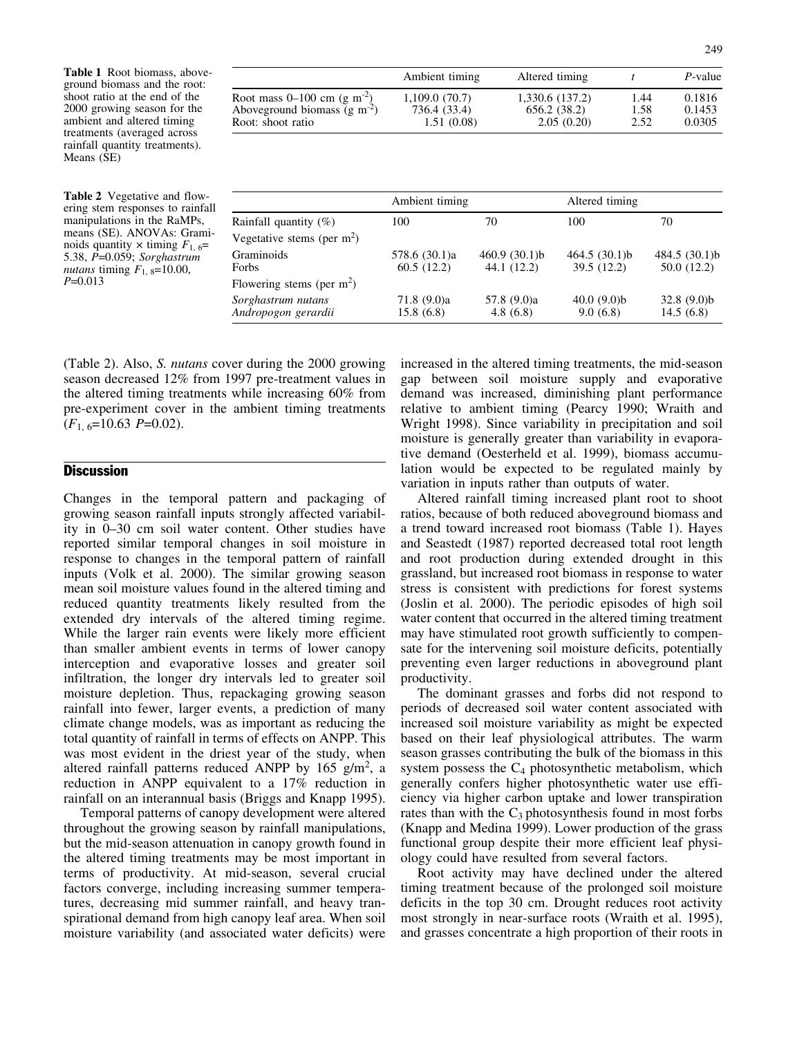**Table 1** Root biomass, aboveground biomass and the root: shoot ratio at the end of the 2000 growing season for the ambient and altered timing treatments (averaged across rainfall quantity treatments). Means (SE)

| | Ambient timing | Altered timing | *t* | *P*-value |
|---|---|---|---|---|
| Root mass 0–100 cm (g m$^{-2}$) | 1,109.0 (70.7) | 1,330.6 (137.2) | 1.44 | 0.1816 |
| Aboveground biomass (g m$^{-2}$) | 736.4 (33.4) | 656.2 (38.2) | 1.58 | 0.1453 |
| Root: shoot ratio | 1.51 (0.08) | 2.05 (0.20) | 2.52 | 0.0305 |

**Table 2** Vegetative and flowering stem responses to rainfall manipulations in the RaMPs, means (SE). ANOVAs: Graminoids quantity × timing $F_{1,6}$=5.38, $P$=0.059; *Sorghastrum nutans* timing $F_{1,8}$=10.00, $P$=0.013

| | Ambient timing | | Altered timing | |
|---|---|---|---|---|
| Rainfall quantity (%) | 100 | 70 | 100 | 70 |
| Vegetative stems (per m$^2$) | | | | |
| Graminoids | 578.6 (30.1)a | 460.9 (30.1)b | 464.5 (30.1)b | 484.5 (30.1)b |
| Forbs | 60.5 (12.2) | 44.1 (12.2) | 39.5 (12.2) | 50.0 (12.2) |
| Flowering stems (per m$^2$) | | | | |
| *Sorghastrum nutans* | 71.8 (9.0)a | 57.8 (9.0)a | 40.0 (9.0)b | 32.8 (9.0)b |
| *Andropogon gerardii* | 15.8 (6.8) | 4.8 (6.8) | 9.0 (6.8) | 14.5 (6.8) |

(Table 2). Also, *S. nutans* cover during the 2000 growing season decreased 12% from 1997 pre-treatment values in the altered timing treatments while increasing 60% from pre-experiment cover in the ambient timing treatments ($F_{1,6}$=10.63 $P$=0.02).

## Discussion

Changes in the temporal pattern and packaging of growing season rainfall inputs strongly affected variability in 0–30 cm soil water content. Other studies have reported similar temporal changes in soil moisture in response to changes in the temporal pattern of rainfall inputs (Volk et al. 2000). The similar growing season mean soil moisture values found in the altered timing and reduced quantity treatments likely resulted from the extended dry intervals of the altered timing regime. While the larger rain events were likely more efficient than smaller ambient events in terms of lower canopy interception and evaporative losses and greater soil infiltration, the longer dry intervals led to greater soil moisture depletion. Thus, repackaging growing season rainfall into fewer, larger events, a prediction of many climate change models, was as important as reducing the total quantity of rainfall in terms of effects on ANPP. This was most evident in the driest year of the study, when altered rainfall patterns reduced ANPP by 165 g/m$^2$, a reduction in ANPP equivalent to a 17% reduction in rainfall on an interannual basis (Briggs and Knapp 1995).

Temporal patterns of canopy development were altered throughout the growing season by rainfall manipulations, but the mid-season attenuation in canopy growth found in the altered timing treatments may be most important in terms of productivity. At mid-season, several crucial factors converge, including increasing summer temperatures, decreasing mid summer rainfall, and heavy transpirational demand from high canopy leaf area. When soil moisture variability (and associated water deficits) were increased in the altered timing treatments, the mid-season gap between soil moisture supply and evaporative demand was increased, diminishing plant performance relative to ambient timing (Pearcy 1990; Wraith and Wright 1998). Since variability in precipitation and soil moisture is generally greater than variability in evaporative demand (Oesterheld et al. 1999), biomass accumulation would be expected to be regulated mainly by variation in inputs rather than outputs of water.

Altered rainfall timing increased plant root to shoot ratios, because of both reduced aboveground biomass and a trend toward increased root biomass (Table 1). Hayes and Seastedt (1987) reported decreased total root length and root production during extended drought in this grassland, but increased root biomass in response to water stress is consistent with predictions for forest systems (Joslin et al. 2000). The periodic episodes of high soil water content that occurred in the altered timing treatment may have stimulated root growth sufficiently to compensate for the intervening soil moisture deficits, potentially preventing even larger reductions in aboveground plant productivity.

The dominant grasses and forbs did not respond to periods of decreased soil water content associated with increased soil moisture variability as might be expected based on their leaf physiological attributes. The warm season grasses contributing the bulk of the biomass in this system possess the $C_4$ photosynthetic metabolism, which generally confers higher photosynthetic water use efficiency via higher carbon uptake and lower transpiration rates than with the $C_3$ photosynthesis found in most forbs (Knapp and Medina 1999). Lower production of the grass functional group despite their more efficient leaf physiology could have resulted from several factors.

Root activity may have declined under the altered timing treatment because of the prolonged soil moisture deficits in the top 30 cm. Drought reduces root activity most strongly in near-surface roots (Wraith et al. 1995), and grasses concentrate a high proportion of their roots in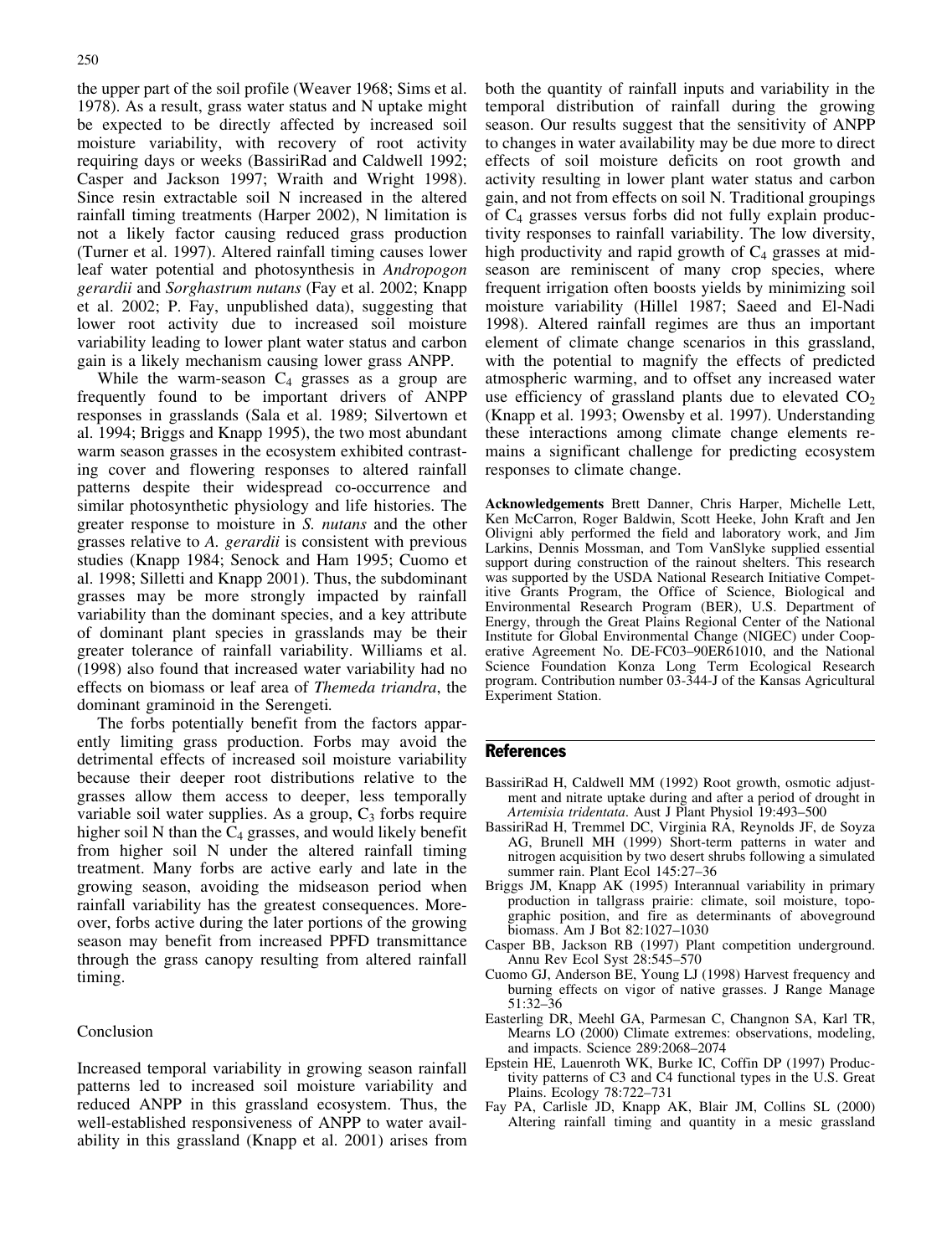the upper part of the soil profile (Weaver 1968; Sims et al. 1978). As a result, grass water status and N uptake might be expected to be directly affected by increased soil moisture variability, with recovery of root activity requiring days or weeks (BassiriRad and Caldwell 1992; Casper and Jackson 1997; Wraith and Wright 1998). Since resin extractable soil N increased in the altered rainfall timing treatments (Harper 2002), N limitation is not a likely factor causing reduced grass production (Turner et al. 1997). Altered rainfall timing causes lower leaf water potential and photosynthesis in *Andropogon gerardii* and *Sorghastrum nutans* (Fay et al. 2002; Knapp et al. 2002; P. Fay, unpublished data), suggesting that lower root activity due to increased soil moisture variability leading to lower plant water status and carbon gain is a likely mechanism causing lower grass ANPP.

While the warm-season $C_4$ grasses as a group are frequently found to be important drivers of ANPP responses in grasslands (Sala et al. 1989; Silvertown et al. 1994; Briggs and Knapp 1995), the two most abundant warm season grasses in the ecosystem exhibited contrasting cover and flowering responses to altered rainfall patterns despite their widespread co-occurrence and similar photosynthetic physiology and life histories. The greater response to moisture in *S. nutans* and the other grasses relative to *A. gerardii* is consistent with previous studies (Knapp 1984; Senock and Ham 1995; Cuomo et al. 1998; Silletti and Knapp 2001). Thus, the subdominant grasses may be more strongly impacted by rainfall variability than the dominant species, and a key attribute of dominant plant species in grasslands may be their greater tolerance of rainfall variability. Williams et al. (1998) also found that increased water variability had no effects on biomass or leaf area of *Themeda triandra*, the dominant graminoid in the Serengeti.

The forbs potentially benefit from the factors apparently limiting grass production. Forbs may avoid the detrimental effects of increased soil moisture variability because their deeper root distributions relative to the grasses allow them access to deeper, less temporally variable soil water supplies. As a group, $C_3$ forbs require higher soil N than the $C_4$ grasses, and would likely benefit from higher soil N under the altered rainfall timing treatment. Many forbs are active early and late in the growing season, avoiding the midseason period when rainfall variability has the greatest consequences. Moreover, forbs active during the later portions of the growing season may benefit from increased PPFD transmittance through the grass canopy resulting from altered rainfall timing.

## Conclusion

Increased temporal variability in growing season rainfall patterns led to increased soil moisture variability and reduced ANPP in this grassland ecosystem. Thus, the well-established responsiveness of ANPP to water availability in this grassland (Knapp et al. 2001) arises from both the quantity of rainfall inputs and variability in the temporal distribution of rainfall during the growing season. Our results suggest that the sensitivity of ANPP to changes in water availability may be due more to direct effects of soil moisture deficits on root growth and activity resulting in lower plant water status and carbon gain, and not from effects on soil N. Traditional groupings of $C_4$ grasses versus forbs did not fully explain productivity responses to rainfall variability. The low diversity, high productivity and rapid growth of $C_4$ grasses at midseason are reminiscent of many crop species, where frequent irrigation often boosts yields by minimizing soil moisture variability (Hillel 1987; Saeed and El-Nadi 1998). Altered rainfall regimes are thus an important element of climate change scenarios in this grassland, with the potential to magnify the effects of predicted atmospheric warming, and to offset any increased water use efficiency of grassland plants due to elevated $CO_2$ (Knapp et al. 1993; Owensby et al. 1997). Understanding these interactions among climate change elements remains a significant challenge for predicting ecosystem responses to climate change.

**Acknowledgements** Brett Danner, Chris Harper, Michelle Lett, Ken McCarron, Roger Baldwin, Scott Heeke, John Kraft and Jen Olivigni ably performed the field and laboratory work, and Jim Larkins, Dennis Mossman, and Tom VanSlyke supplied essential support during construction of the rainout shelters. This research was supported by the USDA National Research Initiative Competitive Grants Program, the Office of Science, Biological and Environmental Research Program (BER), U.S. Department of Energy, through the Great Plains Regional Center of the National Institute for Global Environmental Change (NIGEC) under Cooperative Agreement No. DE-FC03–90ER61010, and the National Science Foundation Konza Long Term Ecological Research program. Contribution number 03-344-J of the Kansas Agricultural Experiment Station.

## References

BassiriRad H, Caldwell MM (1992) Root growth, osmotic adjustment and nitrate uptake during and after a period of drought in *Artemisia tridentata*. Aust J Plant Physiol 19:493–500

BassiriRad H, Tremmel DC, Virginia RA, Reynolds JF, de Soyza AG, Brunell MH (1999) Short-term patterns in water and nitrogen acquisition by two desert shrubs following a simulated summer rain. Plant Ecol 145:27–36

Briggs JM, Knapp AK (1995) Interannual variability in primary production in tallgrass prairie: climate, soil moisture, topographic position, and fire as determinants of aboveground biomass. Am J Bot 82:1027–1030

Casper BB, Jackson RB (1997) Plant competition underground. Annu Rev Ecol Syst 28:545–570

Cuomo GJ, Anderson BE, Young LJ (1998) Harvest frequency and burning effects on vigor of native grasses. J Range Manage 51:32–36

Easterling DR, Meehl GA, Parmesan C, Changnon SA, Karl TR, Mearns LO (2000) Climate extremes: observations, modeling, and impacts. Science 289:2068–2074

Epstein HE, Lauenroth WK, Burke IC, Coffin DP (1997) Productivity patterns of C3 and C4 functional types in the U.S. Great Plains. Ecology 78:722–731

Fay PA, Carlisle JD, Knapp AK, Blair JM, Collins SL (2000) Altering rainfall timing and quantity in a mesic grassland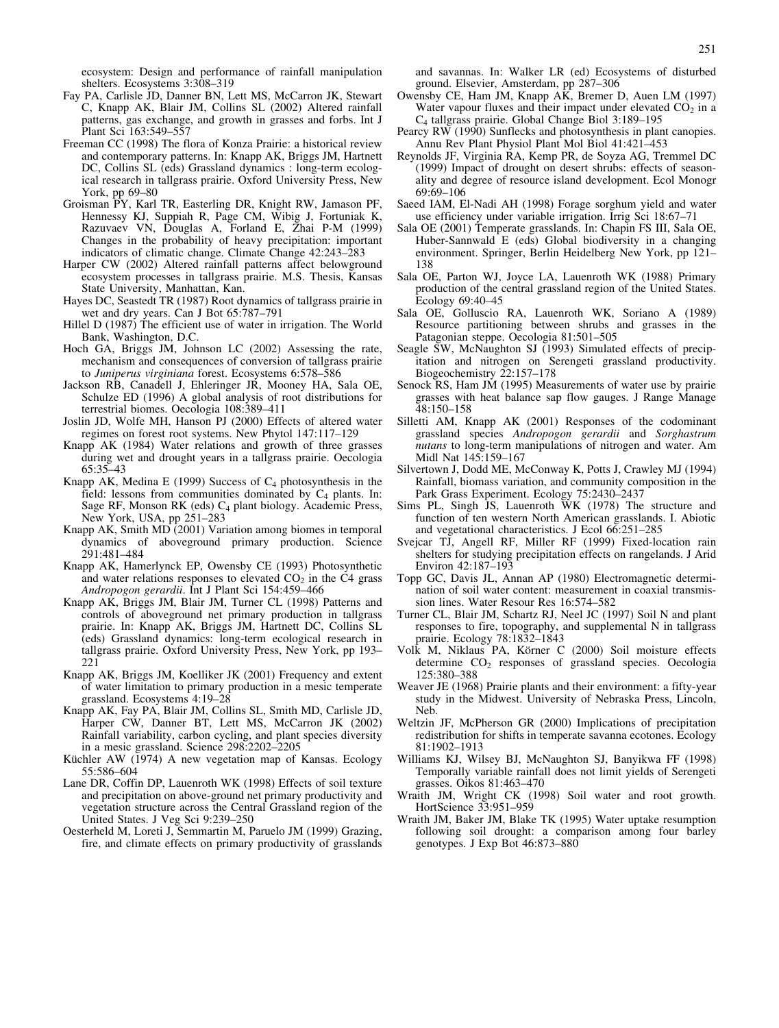ecosystem: Design and performance of rainfall manipulation shelters. Ecosystems 3:308–319

Fay PA, Carlisle JD, Danner BN, Lett MS, McCarron JK, Stewart C, Knapp AK, Blair JM, Collins SL (2002) Altered rainfall patterns, gas exchange, and growth in grasses and forbs. Int J Plant Sci 163:549–557

Freeman CC (1998) The flora of Konza Prairie: a historical review and contemporary patterns. In: Knapp AK, Briggs JM, Hartnett DC, Collins SL (eds) Grassland dynamics : long-term ecological research in tallgrass prairie. Oxford University Press, New York, pp 69–80

Groisman PY, Karl TR, Easterling DR, Knight RW, Jamason PF, Hennessy KJ, Suppiah R, Page CM, Wibig J, Fortuniak K, Razuvaev VN, Douglas A, Forland E, Zhai P-M (1999) Changes in the probability of heavy precipitation: important indicators of climatic change. Climate Change 42:243–283

Harper CW (2002) Altered rainfall patterns affect belowground ecosystem processes in tallgrass prairie. M.S. Thesis, Kansas State University, Manhattan, Kan.

Hayes DC, Seastedt TR (1987) Root dynamics of tallgrass prairie in wet and dry years. Can J Bot 65:787–791

Hillel D (1987) The efficient use of water in irrigation. The World Bank, Washington, D.C.

Hoch GA, Briggs JM, Johnson LC (2002) Assessing the rate, mechanism and consequences of conversion of tallgrass prairie to *Juniperus virginiana* forest. Ecosystems 6:578–586

Jackson RB, Canadell J, Ehleringer JR, Mooney HA, Sala OE, Schulze ED (1996) A global analysis of root distributions for terrestrial biomes. Oecologia 108:389–411

Joslin JD, Wolfe MH, Hanson PJ (2000) Effects of altered water regimes on forest root systems. New Phytol 147:117–129

Knapp AK (1984) Water relations and growth of three grasses during wet and drought years in a tallgrass prairie. Oecologia 65:35–43

Knapp AK, Medina E (1999) Success of $C_4$ photosynthesis in the field: lessons from communities dominated by $C_4$ plants. In: Sage RF, Monson RK (eds) $C_4$ plant biology. Academic Press, New York, USA, pp 251–283

Knapp AK, Smith MD (2001) Variation among biomes in temporal dynamics of aboveground primary production. Science 291:481–484

Knapp AK, Hamerlynck EP, Owensby CE (1993) Photosynthetic and water relations responses to elevated $CO_2$ in the C4 grass *Andropogon gerardii*. Int J Plant Sci 154:459–466

Knapp AK, Briggs JM, Blair JM, Turner CL (1998) Patterns and controls of aboveground net primary production in tallgrass prairie. In: Knapp AK, Briggs JM, Hartnett DC, Collins SL (eds) Grassland dynamics: long-term ecological research in tallgrass prairie. Oxford University Press, New York, pp 193–221

Knapp AK, Briggs JM, Koelliker JK (2001) Frequency and extent of water limitation to primary production in a mesic temperate grassland. Ecosystems 4:19–28

Knapp AK, Fay PA, Blair JM, Collins SL, Smith MD, Carlisle JD, Harper CW, Danner BT, Lett MS, McCarron JK (2002) Rainfall variability, carbon cycling, and plant species diversity in a mesic grassland. Science 298:2202–2205

Küchler AW (1974) A new vegetation map of Kansas. Ecology 55:586–604

Lane DR, Coffin DP, Lauenroth WK (1998) Effects of soil texture and precipitation on above-ground net primary productivity and vegetation structure across the Central Grassland region of the United States. J Veg Sci 9:239–250

Oesterheld M, Loreti J, Semmartin M, Paruelo JM (1999) Grazing, fire, and climate effects on primary productivity of grasslands and savannas. In: Walker LR (ed) Ecosystems of disturbed ground. Elsevier, Amsterdam, pp 287–306

Owensby CE, Ham JM, Knapp AK, Bremer D, Auen LM (1997) Water vapour fluxes and their impact under elevated $CO_2$ in a $C_4$ tallgrass prairie. Global Change Biol 3:189–195

Pearcy RW (1990) Sunflecks and photosynthesis in plant canopies. Annu Rev Plant Physiol Plant Mol Biol 41:421–453

Reynolds JF, Virginia RA, Kemp PR, de Soyza AG, Tremmel DC (1999) Impact of drought on desert shrubs: effects of seasonality and degree of resource island development. Ecol Monogr 69:69–106

Saeed IAM, El-Nadi AH (1998) Forage sorghum yield and water use efficiency under variable irrigation. Irrig Sci 18:67–71

Sala OE (2001) Temperate grasslands. In: Chapin FS III, Sala OE, Huber-Sannwald E (eds) Global biodiversity in a changing environment. Springer, Berlin Heidelberg New York, pp 121–138

Sala OE, Parton WJ, Joyce LA, Lauenroth WK (1988) Primary production of the central grassland region of the United States. Ecology 69:40–45

Sala OE, Golluscio RA, Lauenroth WK, Soriano A (1989) Resource partitioning between shrubs and grasses in the Patagonian steppe. Oecologia 81:501–505

Seagle SW, McNaughton SJ (1993) Simulated effects of precipitation and nitrogen on Serengeti grassland productivity. Biogeochemistry 22:157–178

Senock RS, Ham JM (1995) Measurements of water use by prairie grasses with heat balance sap flow gauges. J Range Manage 48:150–158

Silletti AM, Knapp AK (2001) Responses of the codominant grassland species *Andropogon gerardii* and *Sorghastrum nutans* to long-term manipulations of nitrogen and water. Am Midl Nat 145:159–167

Silvertown J, Dodd ME, McConway K, Potts J, Crawley MJ (1994) Rainfall, biomass variation, and community composition in the Park Grass Experiment. Ecology 75:2430–2437

Sims PL, Singh JS, Lauenroth WK (1978) The structure and function of ten western North American grasslands. I. Abiotic and vegetational characteristics. J Ecol 66:251–285

Svejcar TJ, Angell RF, Miller RF (1999) Fixed-location rain shelters for studying precipitation effects on rangelands. J Arid Environ 42:187–193

Topp GC, Davis JL, Annan AP (1980) Electromagnetic determination of soil water content: measurement in coaxial transmission lines. Water Resour Res 16:574–582

Turner CL, Blair JM, Schartz RJ, Neel JC (1997) Soil N and plant responses to fire, topography, and supplemental N in tallgrass prairie. Ecology 78:1832–1843

Volk M, Niklaus PA, Körner C (2000) Soil moisture effects determine $CO_2$ responses of grassland species. Oecologia 125:380–388

Weaver JE (1968) Prairie plants and their environment: a fifty-year study in the Midwest. University of Nebraska Press, Lincoln, Neb.

Weltzin JF, McPherson GR (2000) Implications of precipitation redistribution for shifts in temperate savanna ecotones. Ecology 81:1902–1913

Williams KJ, Wilsey BJ, McNaughton SJ, Banyikwa FF (1998) Temporally variable rainfall does not limit yields of Serengeti grasses. Oikos 81:463–470

Wraith JM, Wright CK (1998) Soil water and root growth. HortScience 33:951–959

Wraith JM, Baker JM, Blake TK (1995) Water uptake resumption following soil drought: a comparison among four barley genotypes. J Exp Bot 46:873–880